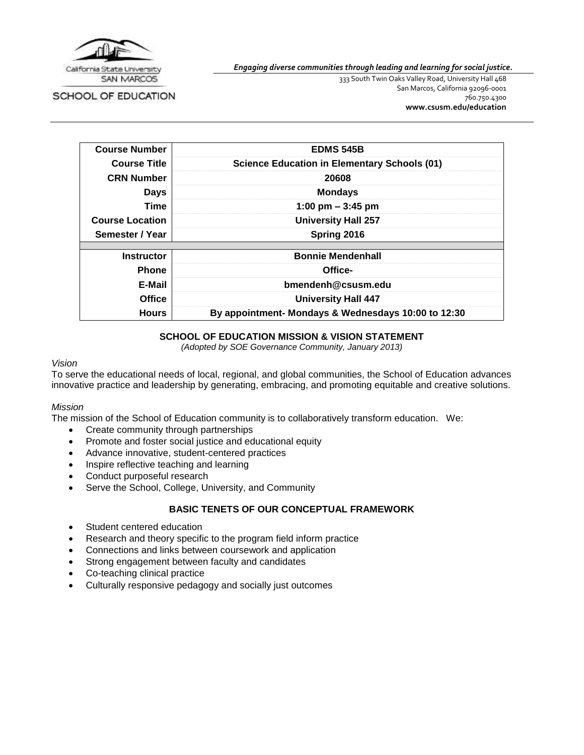California State University SAN MARCOS

SCHOOL OF EDUCATION

*Engaging diverse communities through leading and learning for social justice.*

333 South Twin Oaks Valley Road, University Hall 468
San Marcos, California 92096-0001
760.750.4300
**www.csusm.edu/education**

| | |
|---|---|
| **Course Number** | **EDMS 545B** |
| **Course Title** | **Science Education in Elementary Schools (01)** |
| **CRN Number** | **20608** |
| **Days** | **Mondays** |
| **Time** | **1:00 pm – 3:45 pm** |
| **Course Location** | **University Hall 257** |
| **Semester / Year** | **Spring 2016** |
| | |
| **Instructor** | **Bonnie Mendenhall** |
| **Phone** | **Office-** |
| **E-Mail** | **bmendenh@csusm.edu** |
| **Office** | **University Hall 447** |
| **Hours** | **By appointment- Mondays & Wednesdays 10:00 to 12:30** |

## SCHOOL OF EDUCATION MISSION & VISION STATEMENT

*(Adopted by SOE Governance Community, January 2013)*

*Vision*

To serve the educational needs of local, regional, and global communities, the School of Education advances innovative practice and leadership by generating, embracing, and promoting equitable and creative solutions.

*Mission*

The mission of the School of Education community is to collaboratively transform education. We:

- Create community through partnerships
- Promote and foster social justice and educational equity
- Advance innovative, student-centered practices
- Inspire reflective teaching and learning
- Conduct purposeful research
- Serve the School, College, University, and Community

## BASIC TENETS OF OUR CONCEPTUAL FRAMEWORK

- Student centered education
- Research and theory specific to the program field inform practice
- Connections and links between coursework and application
- Strong engagement between faculty and candidates
- Co-teaching clinical practice
- Culturally responsive pedagogy and socially just outcomes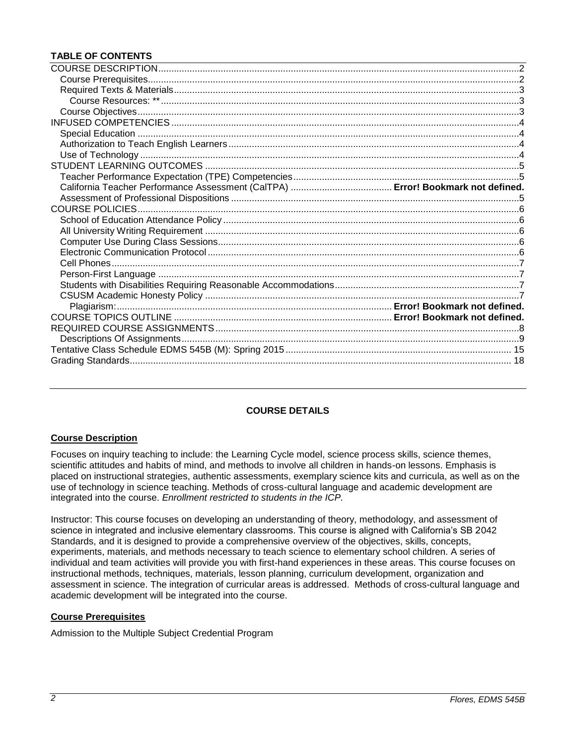**TABLE OF CONTENTS**

COURSE DESCRIPTION .......... 2
- Course Prerequisites .......... 2
- Required Texts & Materials .......... 3
  - Course Resources: ** .......... 3
- Course Objectives .......... 3

INFUSED COMPETENCIES .......... 4
- Special Education .......... 4
- Authorization to Teach English Learners .......... 4
- Use of Technology .......... 4

STUDENT LEARNING OUTCOMES .......... 5
- Teacher Performance Expectation (TPE) Competencies .......... 5
- California Teacher Performance Assessment (CalTPA) .......... **Error! Bookmark not defined.**
- Assessment of Professional Dispositions .......... 5

COURSE POLICIES .......... 6
- School of Education Attendance Policy .......... 6
- All University Writing Requirement .......... 6
- Computer Use During Class Sessions .......... 6
- Electronic Communication Protocol .......... 6
- Cell Phones .......... 7
- Person-First Language .......... 7
- Students with Disabilities Requiring Reasonable Accommodations .......... 7
- CSUSM Academic Honesty Policy .......... 7
  - Plagiarism: .......... **Error! Bookmark not defined.**

COURSE TOPICS OUTLINE .......... **Error! Bookmark not defined.**

REQUIRED COURSE ASSIGNMENTS .......... 8
- Descriptions Of Assignments .......... 9

Tentative Class Schedule EDMS 545B (M): Spring 2015 .......... 15

Grading Standards .......... 18

---

**COURSE DETAILS**

## Course Description

Focuses on inquiry teaching to include: the Learning Cycle model, science process skills, science themes, scientific attitudes and habits of mind, and methods to involve all children in hands-on lessons. Emphasis is placed on instructional strategies, authentic assessments, exemplary science kits and curricula, as well as on the use of technology in science teaching. Methods of cross-cultural language and academic development are integrated into the course. *Enrollment restricted to students in the ICP.*

Instructor: This course focuses on developing an understanding of theory, methodology, and assessment of science in integrated and inclusive elementary classrooms. This course is aligned with California's SB 2042 Standards, and it is designed to provide a comprehensive overview of the objectives, skills, concepts, experiments, materials, and methods necessary to teach science to elementary school children. A series of individual and team activities will provide you with first-hand experiences in these areas. This course focuses on instructional methods, techniques, materials, lesson planning, curriculum development, organization and assessment in science. The integration of curricular areas is addressed. Methods of cross-cultural language and academic development will be integrated into the course.

## Course Prerequisites

Admission to the Multiple Subject Credential Program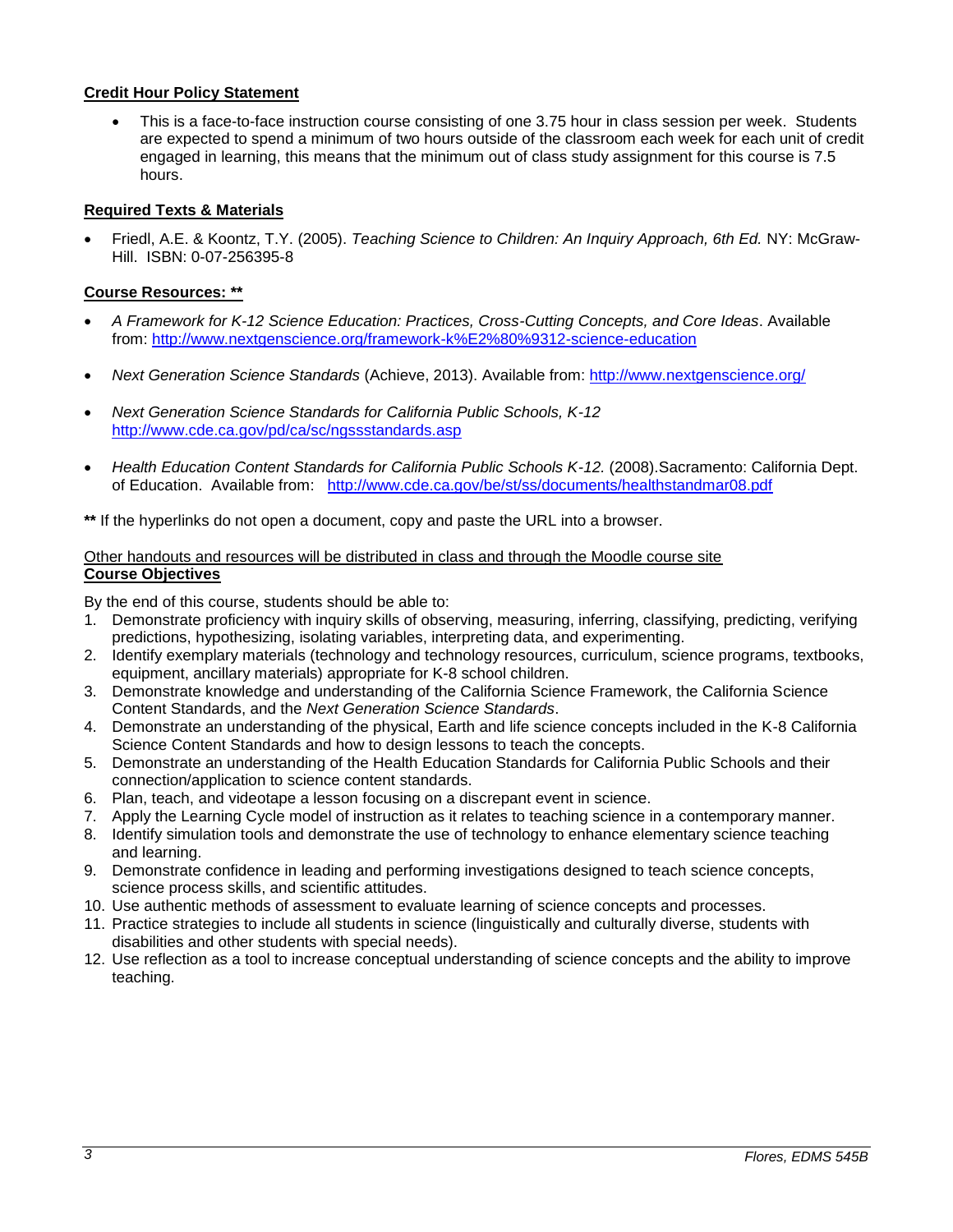**Credit Hour Policy Statement**

- This is a face-to-face instruction course consisting of one 3.75 hour in class session per week. Students are expected to spend a minimum of two hours outside of the classroom each week for each unit of credit engaged in learning, this means that the minimum out of class study assignment for this course is 7.5 hours.

**Required Texts & Materials**

- Friedl, A.E. & Koontz, T.Y. (2005). *Teaching Science to Children: An Inquiry Approach, 6th Ed.* NY: McGraw-Hill. ISBN: 0-07-256395-8

**Course Resources: \*\***

- *A Framework for K-12 Science Education: Practices, Cross-Cutting Concepts, and Core Ideas*. Available from: http://www.nextgenscience.org/framework-k%E2%80%9312-science-education
- *Next Generation Science Standards* (Achieve, 2013). Available from: http://www.nextgenscience.org/
- *Next Generation Science Standards for California Public Schools, K-12* http://www.cde.ca.gov/pd/ca/sc/ngssstandards.asp
- *Health Education Content Standards for California Public Schools K-12.* (2008).Sacramento: California Dept. of Education. Available from: http://www.cde.ca.gov/be/st/ss/documents/healthstandmar08.pdf

**\*\*** If the hyperlinks do not open a document, copy and paste the URL into a browser.

Other handouts and resources will be distributed in class and through the Moodle course site

**Course Objectives**

By the end of this course, students should be able to:

1. Demonstrate proficiency with inquiry skills of observing, measuring, inferring, classifying, predicting, verifying predictions, hypothesizing, isolating variables, interpreting data, and experimenting.
2. Identify exemplary materials (technology and technology resources, curriculum, science programs, textbooks, equipment, ancillary materials) appropriate for K-8 school children.
3. Demonstrate knowledge and understanding of the California Science Framework, the California Science Content Standards, and the *Next Generation Science Standards*.
4. Demonstrate an understanding of the physical, Earth and life science concepts included in the K-8 California Science Content Standards and how to design lessons to teach the concepts.
5. Demonstrate an understanding of the Health Education Standards for California Public Schools and their connection/application to science content standards.
6. Plan, teach, and videotape a lesson focusing on a discrepant event in science.
7. Apply the Learning Cycle model of instruction as it relates to teaching science in a contemporary manner.
8. Identify simulation tools and demonstrate the use of technology to enhance elementary science teaching and learning.
9. Demonstrate confidence in leading and performing investigations designed to teach science concepts, science process skills, and scientific attitudes.
10. Use authentic methods of assessment to evaluate learning of science concepts and processes.
11. Practice strategies to include all students in science (linguistically and culturally diverse, students with disabilities and other students with special needs).
12. Use reflection as a tool to increase conceptual understanding of science concepts and the ability to improve teaching.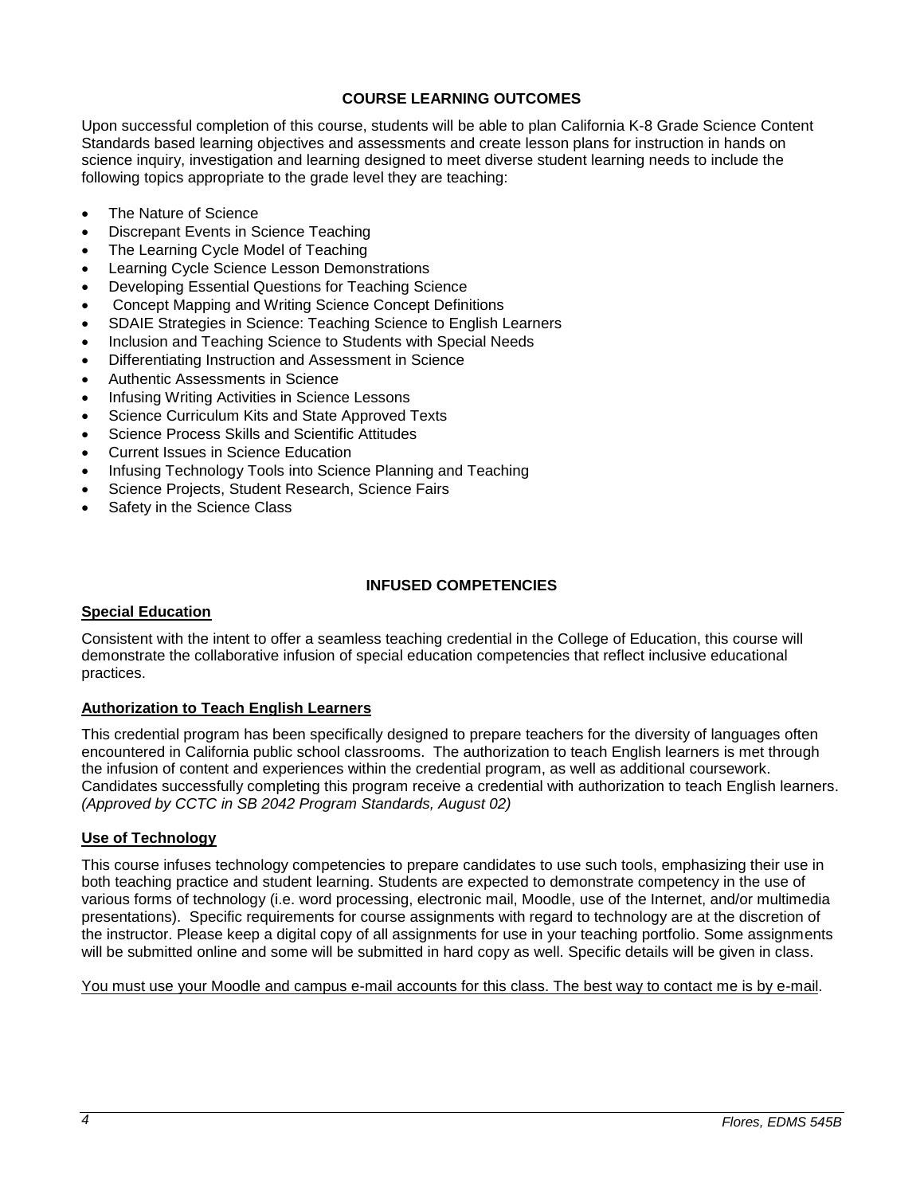## COURSE LEARNING OUTCOMES

Upon successful completion of this course, students will be able to plan California K-8 Grade Science Content Standards based learning objectives and assessments and create lesson plans for instruction in hands on science inquiry, investigation and learning designed to meet diverse student learning needs to include the following topics appropriate to the grade level they are teaching:

- The Nature of Science
- Discrepant Events in Science Teaching
- The Learning Cycle Model of Teaching
- Learning Cycle Science Lesson Demonstrations
- Developing Essential Questions for Teaching Science
- Concept Mapping and Writing Science Concept Definitions
- SDAIE Strategies in Science: Teaching Science to English Learners
- Inclusion and Teaching Science to Students with Special Needs
- Differentiating Instruction and Assessment in Science
- Authentic Assessments in Science
- Infusing Writing Activities in Science Lessons
- Science Curriculum Kits and State Approved Texts
- Science Process Skills and Scientific Attitudes
- Current Issues in Science Education
- Infusing Technology Tools into Science Planning and Teaching
- Science Projects, Student Research, Science Fairs
- Safety in the Science Class

## INFUSED COMPETENCIES

### Special Education

Consistent with the intent to offer a seamless teaching credential in the College of Education, this course will demonstrate the collaborative infusion of special education competencies that reflect inclusive educational practices.

### Authorization to Teach English Learners

This credential program has been specifically designed to prepare teachers for the diversity of languages often encountered in California public school classrooms. The authorization to teach English learners is met through the infusion of content and experiences within the credential program, as well as additional coursework. Candidates successfully completing this program receive a credential with authorization to teach English learners. *(Approved by CCTC in SB 2042 Program Standards, August 02)*

### Use of Technology

This course infuses technology competencies to prepare candidates to use such tools, emphasizing their use in both teaching practice and student learning. Students are expected to demonstrate competency in the use of various forms of technology (i.e. word processing, electronic mail, Moodle, use of the Internet, and/or multimedia presentations). Specific requirements for course assignments with regard to technology are at the discretion of the instructor. Please keep a digital copy of all assignments for use in your teaching portfolio. Some assignments will be submitted online and some will be submitted in hard copy as well. Specific details will be given in class.

<u>You must use your Moodle and campus e-mail accounts for this class. The best way to contact me is by e-mail</u>.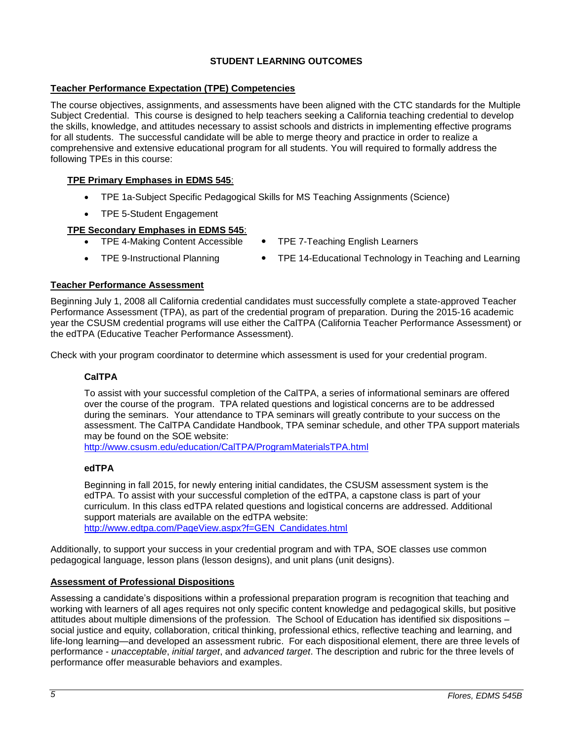# STUDENT LEARNING OUTCOMES

## Teacher Performance Expectation (TPE) Competencies

The course objectives, assignments, and assessments have been aligned with the CTC standards for the Multiple Subject Credential. This course is designed to help teachers seeking a California teaching credential to develop the skills, knowledge, and attitudes necessary to assist schools and districts in implementing effective programs for all students. The successful candidate will be able to merge theory and practice in order to realize a comprehensive and extensive educational program for all students. You will required to formally address the following TPEs in this course:

### TPE Primary Emphases in EDMS 545:

- TPE 1a-Subject Specific Pedagogical Skills for MS Teaching Assignments (Science)
- TPE 5-Student Engagement

### TPE Secondary Emphases in EDMS 545:

- TPE 4-Making Content Accessible
- TPE 7-Teaching English Learners
- TPE 9-Instructional Planning
- TPE 14-Educational Technology in Teaching and Learning

## Teacher Performance Assessment

Beginning July 1, 2008 all California credential candidates must successfully complete a state-approved Teacher Performance Assessment (TPA), as part of the credential program of preparation. During the 2015-16 academic year the CSUSM credential programs will use either the CalTPA (California Teacher Performance Assessment) or the edTPA (Educative Teacher Performance Assessment).

Check with your program coordinator to determine which assessment is used for your credential program.

### CalTPA

To assist with your successful completion of the CalTPA, a series of informational seminars are offered over the course of the program. TPA related questions and logistical concerns are to be addressed during the seminars. Your attendance to TPA seminars will greatly contribute to your success on the assessment. The CalTPA Candidate Handbook, TPA seminar schedule, and other TPA support materials may be found on the SOE website:
http://www.csusm.edu/education/CalTPA/ProgramMaterialsTPA.html

### edTPA

Beginning in fall 2015, for newly entering initial candidates, the CSUSM assessment system is the edTPA. To assist with your successful completion of the edTPA, a capstone class is part of your curriculum. In this class edTPA related questions and logistical concerns are addressed. Additional support materials are available on the edTPA website:
http://www.edtpa.com/PageView.aspx?f=GEN_Candidates.html

Additionally, to support your success in your credential program and with TPA, SOE classes use common pedagogical language, lesson plans (lesson designs), and unit plans (unit designs).

## Assessment of Professional Dispositions

Assessing a candidate's dispositions within a professional preparation program is recognition that teaching and working with learners of all ages requires not only specific content knowledge and pedagogical skills, but positive attitudes about multiple dimensions of the profession. The School of Education has identified six dispositions – social justice and equity, collaboration, critical thinking, professional ethics, reflective teaching and learning, and life-long learning—and developed an assessment rubric. For each dispositional element, there are three levels of performance - *unacceptable*, *initial target*, and *advanced target*. The description and rubric for the three levels of performance offer measurable behaviors and examples.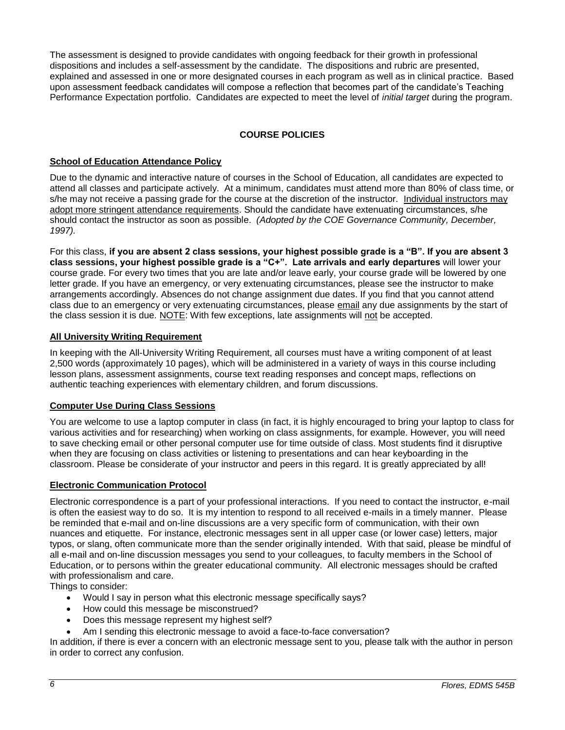The assessment is designed to provide candidates with ongoing feedback for their growth in professional dispositions and includes a self-assessment by the candidate. The dispositions and rubric are presented, explained and assessed in one or more designated courses in each program as well as in clinical practice. Based upon assessment feedback candidates will compose a reflection that becomes part of the candidate's Teaching Performance Expectation portfolio. Candidates are expected to meet the level of *initial target* during the program.

## COURSE POLICIES

### School of Education Attendance Policy

Due to the dynamic and interactive nature of courses in the School of Education, all candidates are expected to attend all classes and participate actively. At a minimum, candidates must attend more than 80% of class time, or s/he may not receive a passing grade for the course at the discretion of the instructor. Individual instructors may adopt more stringent attendance requirements. Should the candidate have extenuating circumstances, s/he should contact the instructor as soon as possible. *(Adopted by the COE Governance Community, December, 1997).*

For this class, **if you are absent 2 class sessions, your highest possible grade is a "B". If you are absent 3 class sessions, your highest possible grade is a "C+". Late arrivals and early departures** will lower your course grade. For every two times that you are late and/or leave early, your course grade will be lowered by one letter grade. If you have an emergency, or very extenuating circumstances, please see the instructor to make arrangements accordingly. Absences do not change assignment due dates. If you find that you cannot attend class due to an emergency or very extenuating circumstances, please email any due assignments by the start of the class session it is due. NOTE: With few exceptions, late assignments will not be accepted.

### All University Writing Requirement

In keeping with the All-University Writing Requirement, all courses must have a writing component of at least 2,500 words (approximately 10 pages), which will be administered in a variety of ways in this course including lesson plans, assessment assignments, course text reading responses and concept maps, reflections on authentic teaching experiences with elementary children, and forum discussions.

### Computer Use During Class Sessions

You are welcome to use a laptop computer in class (in fact, it is highly encouraged to bring your laptop to class for various activities and for researching) when working on class assignments, for example. However, you will need to save checking email or other personal computer use for time outside of class. Most students find it disruptive when they are focusing on class activities or listening to presentations and can hear keyboarding in the classroom. Please be considerate of your instructor and peers in this regard. It is greatly appreciated by all!

### Electronic Communication Protocol

Electronic correspondence is a part of your professional interactions. If you need to contact the instructor, e-mail is often the easiest way to do so. It is my intention to respond to all received e-mails in a timely manner. Please be reminded that e-mail and on-line discussions are a very specific form of communication, with their own nuances and etiquette. For instance, electronic messages sent in all upper case (or lower case) letters, major typos, or slang, often communicate more than the sender originally intended. With that said, please be mindful of all e-mail and on-line discussion messages you send to your colleagues, to faculty members in the School of Education, or to persons within the greater educational community. All electronic messages should be crafted with professionalism and care.

Things to consider:

- Would I say in person what this electronic message specifically says?
- How could this message be misconstrued?
- Does this message represent my highest self?
- Am I sending this electronic message to avoid a face-to-face conversation?

In addition, if there is ever a concern with an electronic message sent to you, please talk with the author in person in order to correct any confusion.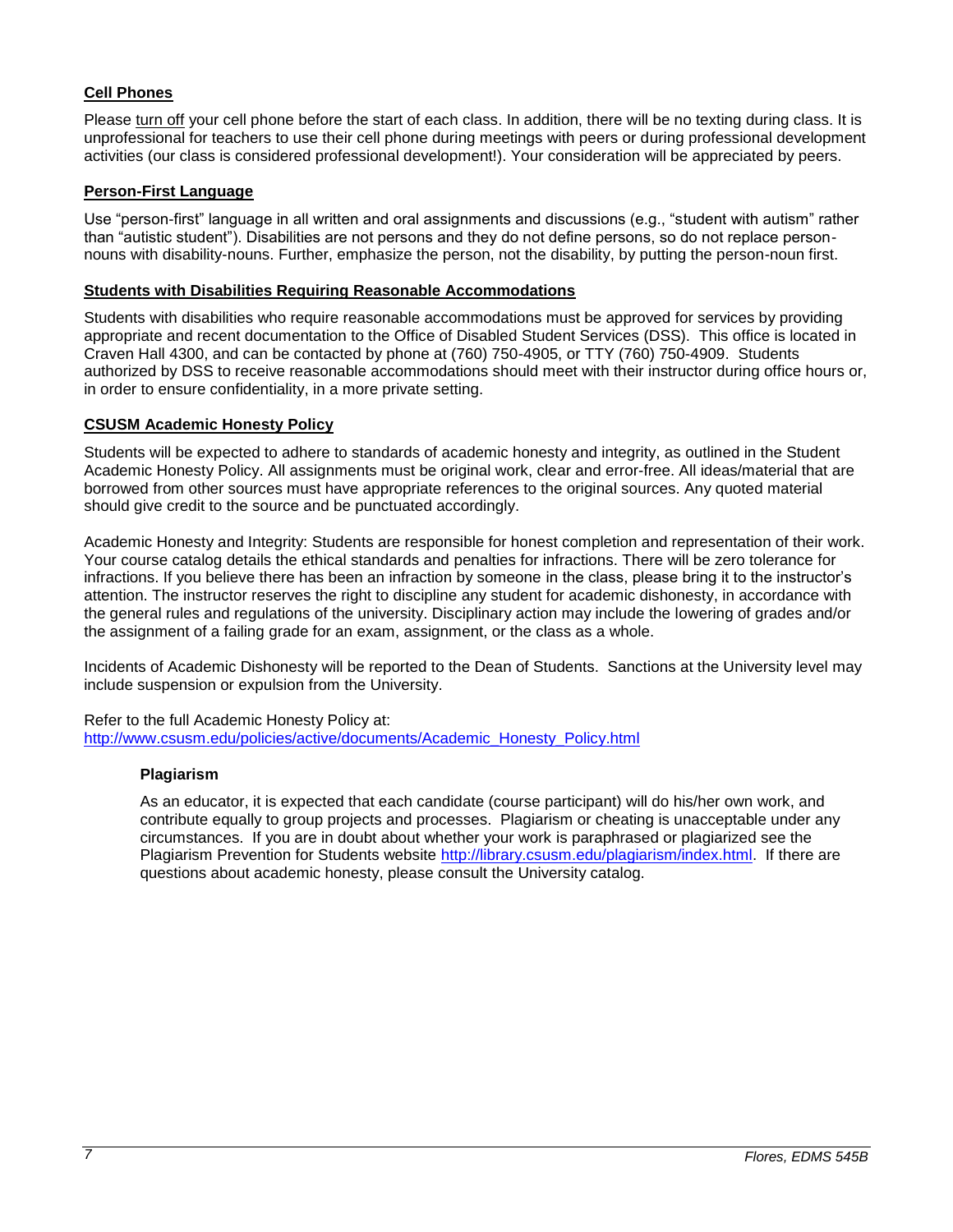## Cell Phones

Please turn off your cell phone before the start of each class. In addition, there will be no texting during class. It is unprofessional for teachers to use their cell phone during meetings with peers or during professional development activities (our class is considered professional development!). Your consideration will be appreciated by peers.

## Person-First Language

Use "person-first" language in all written and oral assignments and discussions (e.g., "student with autism" rather than "autistic student"). Disabilities are not persons and they do not define persons, so do not replace person-nouns with disability-nouns. Further, emphasize the person, not the disability, by putting the person-noun first.

## Students with Disabilities Requiring Reasonable Accommodations

Students with disabilities who require reasonable accommodations must be approved for services by providing appropriate and recent documentation to the Office of Disabled Student Services (DSS). This office is located in Craven Hall 4300, and can be contacted by phone at (760) 750-4905, or TTY (760) 750-4909. Students authorized by DSS to receive reasonable accommodations should meet with their instructor during office hours or, in order to ensure confidentiality, in a more private setting.

## CSUSM Academic Honesty Policy

Students will be expected to adhere to standards of academic honesty and integrity, as outlined in the Student Academic Honesty Policy. All assignments must be original work, clear and error-free. All ideas/material that are borrowed from other sources must have appropriate references to the original sources. Any quoted material should give credit to the source and be punctuated accordingly.

Academic Honesty and Integrity: Students are responsible for honest completion and representation of their work. Your course catalog details the ethical standards and penalties for infractions. There will be zero tolerance for infractions. If you believe there has been an infraction by someone in the class, please bring it to the instructor's attention. The instructor reserves the right to discipline any student for academic dishonesty, in accordance with the general rules and regulations of the university. Disciplinary action may include the lowering of grades and/or the assignment of a failing grade for an exam, assignment, or the class as a whole.

Incidents of Academic Dishonesty will be reported to the Dean of Students. Sanctions at the University level may include suspension or expulsion from the University.

Refer to the full Academic Honesty Policy at: http://www.csusm.edu/policies/active/documents/Academic_Honesty_Policy.html

### Plagiarism

As an educator, it is expected that each candidate (course participant) will do his/her own work, and contribute equally to group projects and processes. Plagiarism or cheating is unacceptable under any circumstances. If you are in doubt about whether your work is paraphrased or plagiarized see the Plagiarism Prevention for Students website http://library.csusm.edu/plagiarism/index.html. If there are questions about academic honesty, please consult the University catalog.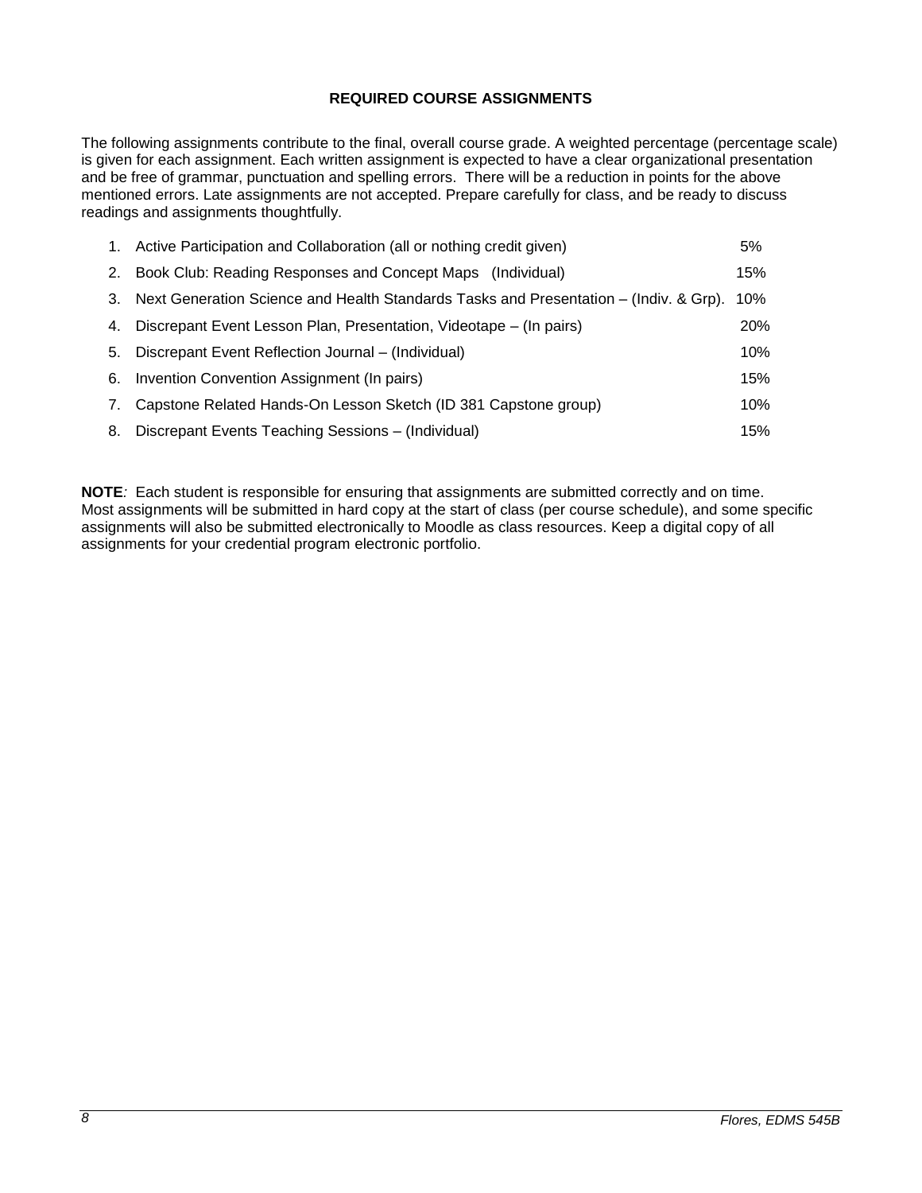## REQUIRED COURSE ASSIGNMENTS

The following assignments contribute to the final, overall course grade. A weighted percentage (percentage scale) is given for each assignment. Each written assignment is expected to have a clear organizational presentation and be free of grammar, punctuation and spelling errors. There will be a reduction in points for the above mentioned errors. Late assignments are not accepted. Prepare carefully for class, and be ready to discuss readings and assignments thoughtfully.

1. Active Participation and Collaboration (all or nothing credit given) 5%
2. Book Club: Reading Responses and Concept Maps (Individual) 15%
3. Next Generation Science and Health Standards Tasks and Presentation – (Indiv. & Grp). 10%
4. Discrepant Event Lesson Plan, Presentation, Videotape – (In pairs) 20%
5. Discrepant Event Reflection Journal – (Individual) 10%
6. Invention Convention Assignment (In pairs) 15%
7. Capstone Related Hands-On Lesson Sketch (ID 381 Capstone group) 10%
8. Discrepant Events Teaching Sessions – (Individual) 15%

**NOTE***:* Each student is responsible for ensuring that assignments are submitted correctly and on time. Most assignments will be submitted in hard copy at the start of class (per course schedule), and some specific assignments will also be submitted electronically to Moodle as class resources. Keep a digital copy of all assignments for your credential program electronic portfolio.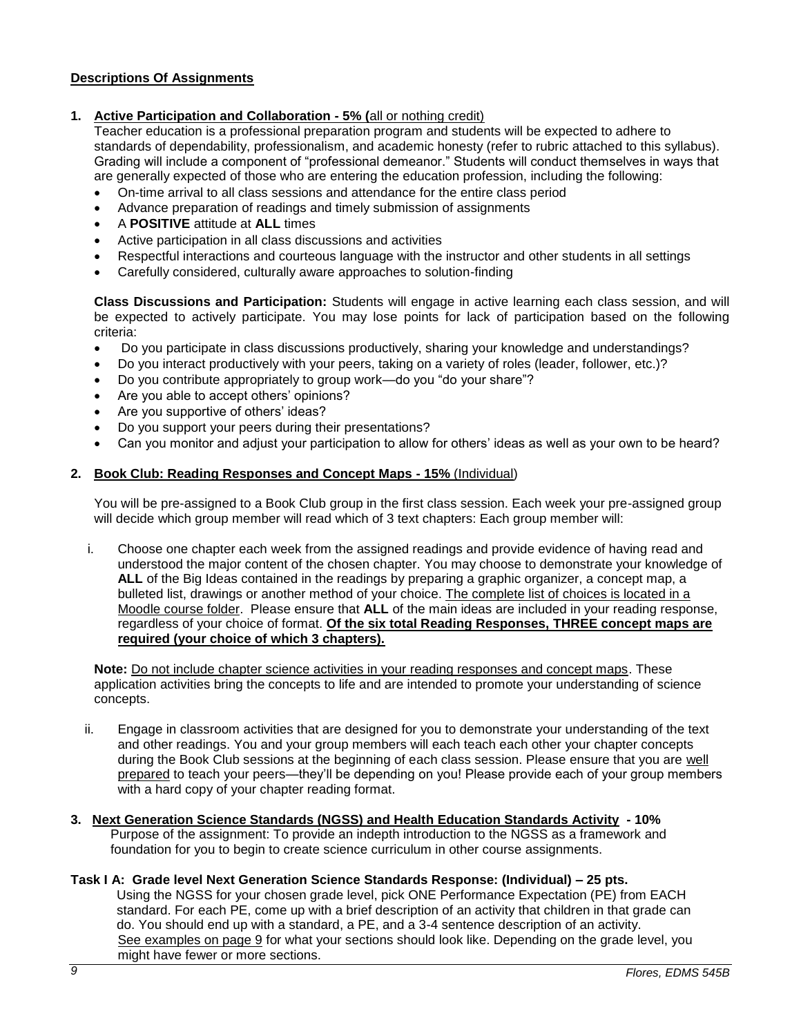## Descriptions Of Assignments

**1. Active Participation and Collaboration - 5% (**all or nothing credit)

Teacher education is a professional preparation program and students will be expected to adhere to standards of dependability, professionalism, and academic honesty (refer to rubric attached to this syllabus). Grading will include a component of "professional demeanor." Students will conduct themselves in ways that are generally expected of those who are entering the education profession, including the following:

- On-time arrival to all class sessions and attendance for the entire class period
- Advance preparation of readings and timely submission of assignments
- A **POSITIVE** attitude at **ALL** times
- Active participation in all class discussions and activities
- Respectful interactions and courteous language with the instructor and other students in all settings
- Carefully considered, culturally aware approaches to solution-finding

**Class Discussions and Participation:** Students will engage in active learning each class session, and will be expected to actively participate. You may lose points for lack of participation based on the following criteria:

- Do you participate in class discussions productively, sharing your knowledge and understandings?
- Do you interact productively with your peers, taking on a variety of roles (leader, follower, etc.)?
- Do you contribute appropriately to group work—do you "do your share"?
- Are you able to accept others' opinions?
- Are you supportive of others' ideas?
- Do you support your peers during their presentations?
- Can you monitor and adjust your participation to allow for others' ideas as well as your own to be heard?

**2. Book Club: Reading Responses and Concept Maps - 15%** (Individual)

You will be pre-assigned to a Book Club group in the first class session. Each week your pre-assigned group will decide which group member will read which of 3 text chapters: Each group member will:

i. Choose one chapter each week from the assigned readings and provide evidence of having read and understood the major content of the chosen chapter. You may choose to demonstrate your knowledge of **ALL** of the Big Ideas contained in the readings by preparing a graphic organizer, a concept map, a bulleted list, drawings or another method of your choice. The complete list of choices is located in a Moodle course folder. Please ensure that **ALL** of the main ideas are included in your reading response, regardless of your choice of format. **Of the six total Reading Responses, THREE concept maps are required (your choice of which 3 chapters).**

**Note:** Do not include chapter science activities in your reading responses and concept maps. These application activities bring the concepts to life and are intended to promote your understanding of science concepts.

ii. Engage in classroom activities that are designed for you to demonstrate your understanding of the text and other readings. You and your group members will each teach each other your chapter concepts during the Book Club sessions at the beginning of each class session. Please ensure that you are well prepared to teach your peers—they'll be depending on you! Please provide each of your group members with a hard copy of your chapter reading format.

**3. Next Generation Science Standards (NGSS) and Health Education Standards Activity - 10%**

Purpose of the assignment: To provide an indepth introduction to the NGSS as a framework and foundation for you to begin to create science curriculum in other course assignments.

**Task I A: Grade level Next Generation Science Standards Response: (Individual) – 25 pts.**

Using the NGSS for your chosen grade level, pick ONE Performance Expectation (PE) from EACH standard. For each PE, come up with a brief description of an activity that children in that grade can do. You should end up with a standard, a PE, and a 3-4 sentence description of an activity. See examples on page 9 for what your sections should look like. Depending on the grade level, you might have fewer or more sections.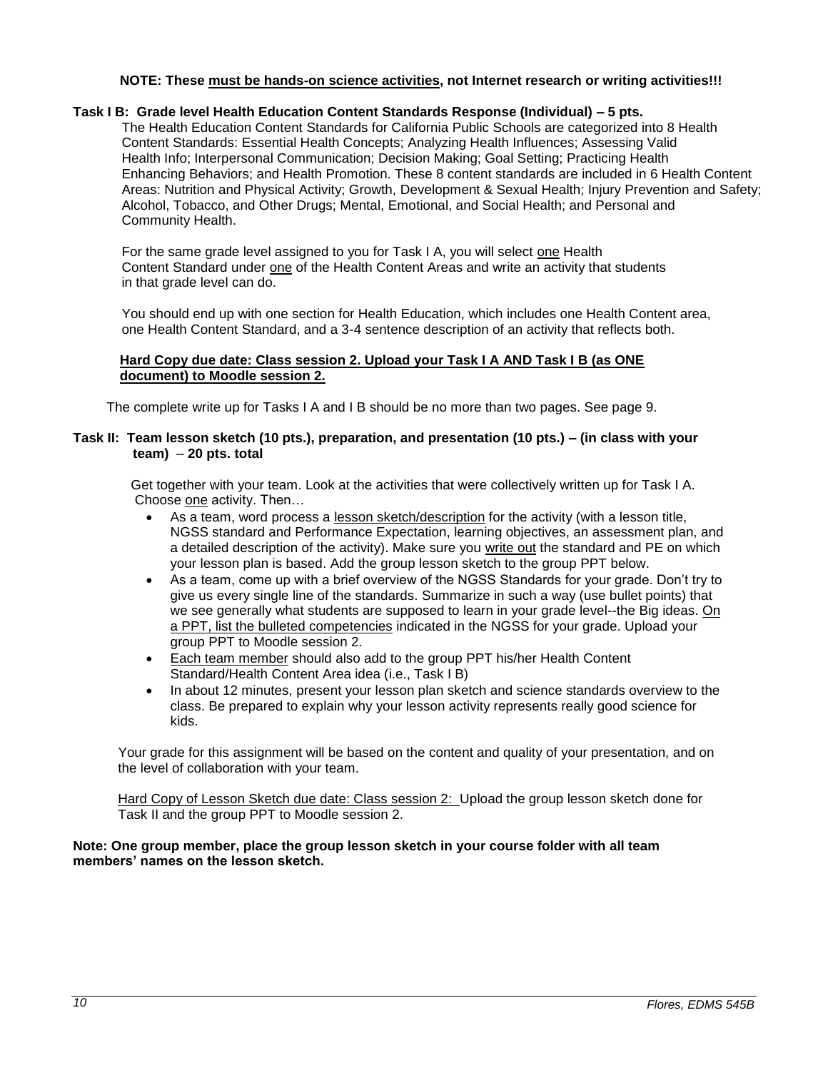**NOTE: These must be hands-on science activities, not Internet research or writing activities!!!**

**Task I B: Grade level Health Education Content Standards Response (Individual) – 5 pts.**

The Health Education Content Standards for California Public Schools are categorized into 8 Health Content Standards: Essential Health Concepts; Analyzing Health Influences; Assessing Valid Health Info; Interpersonal Communication; Decision Making; Goal Setting; Practicing Health Enhancing Behaviors; and Health Promotion. These 8 content standards are included in 6 Health Content Areas: Nutrition and Physical Activity; Growth, Development & Sexual Health; Injury Prevention and Safety; Alcohol, Tobacco, and Other Drugs; Mental, Emotional, and Social Health; and Personal and Community Health.

For the same grade level assigned to you for Task I A, you will select one Health Content Standard under one of the Health Content Areas and write an activity that students in that grade level can do.

You should end up with one section for Health Education, which includes one Health Content area, one Health Content Standard, and a 3-4 sentence description of an activity that reflects both.

**Hard Copy due date: Class session 2. Upload your Task I A AND Task I B (as ONE document) to Moodle session 2.**

The complete write up for Tasks I A and I B should be no more than two pages. See page 9.

**Task II: Team lesson sketch (10 pts.), preparation, and presentation (10 pts.) – (in class with your team) – 20 pts. total**

Get together with your team. Look at the activities that were collectively written up for Task I A. Choose one activity. Then…

- As a team, word process a lesson sketch/description for the activity (with a lesson title, NGSS standard and Performance Expectation, learning objectives, an assessment plan, and a detailed description of the activity). Make sure you write out the standard and PE on which your lesson plan is based. Add the group lesson sketch to the group PPT below.
- As a team, come up with a brief overview of the NGSS Standards for your grade. Don't try to give us every single line of the standards. Summarize in such a way (use bullet points) that we see generally what students are supposed to learn in your grade level--the Big ideas. On a PPT, list the bulleted competencies indicated in the NGSS for your grade. Upload your group PPT to Moodle session 2.
- Each team member should also add to the group PPT his/her Health Content Standard/Health Content Area idea (i.e., Task I B)
- In about 12 minutes, present your lesson plan sketch and science standards overview to the class. Be prepared to explain why your lesson activity represents really good science for kids.

Your grade for this assignment will be based on the content and quality of your presentation, and on the level of collaboration with your team.

Hard Copy of Lesson Sketch due date: Class session 2: Upload the group lesson sketch done for Task II and the group PPT to Moodle session 2.

**Note: One group member, place the group lesson sketch in your course folder with all team members' names on the lesson sketch.**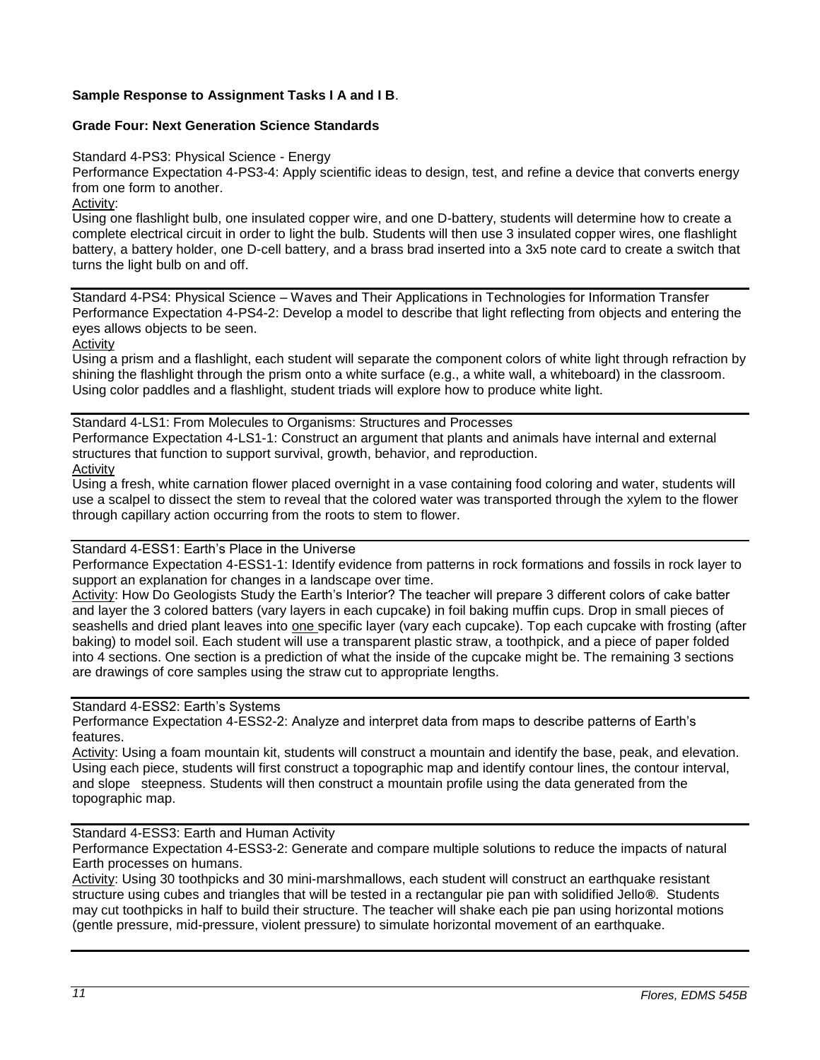**Sample Response to Assignment Tasks I A and I B**.

**Grade Four: Next Generation Science Standards**

Standard 4-PS3: Physical Science - Energy
Performance Expectation 4-PS3-4: Apply scientific ideas to design, test, and refine a device that converts energy from one form to another.
Activity:
Using one flashlight bulb, one insulated copper wire, and one D-battery, students will determine how to create a complete electrical circuit in order to light the bulb. Students will then use 3 insulated copper wires, one flashlight battery, a battery holder, one D-cell battery, and a brass brad inserted into a 3x5 note card to create a switch that turns the light bulb on and off.

---

Standard 4-PS4: Physical Science – Waves and Their Applications in Technologies for Information Transfer
Performance Expectation 4-PS4-2: Develop a model to describe that light reflecting from objects and entering the eyes allows objects to be seen.
Activity
Using a prism and a flashlight, each student will separate the component colors of white light through refraction by shining the flashlight through the prism onto a white surface (e.g., a white wall, a whiteboard) in the classroom. Using color paddles and a flashlight, student triads will explore how to produce white light.

---

Standard 4-LS1: From Molecules to Organisms: Structures and Processes
Performance Expectation 4-LS1-1: Construct an argument that plants and animals have internal and external structures that function to support survival, growth, behavior, and reproduction.
Activity
Using a fresh, white carnation flower placed overnight in a vase containing food coloring and water, students will use a scalpel to dissect the stem to reveal that the colored water was transported through the xylem to the flower through capillary action occurring from the roots to stem to flower.

---

Standard 4-ESS1: Earth's Place in the Universe
Performance Expectation 4-ESS1-1: Identify evidence from patterns in rock formations and fossils in rock layer to support an explanation for changes in a landscape over time.
Activity: How Do Geologists Study the Earth's Interior? The teacher will prepare 3 different colors of cake batter and layer the 3 colored batters (vary layers in each cupcake) in foil baking muffin cups. Drop in small pieces of seashells and dried plant leaves into one specific layer (vary each cupcake). Top each cupcake with frosting (after baking) to model soil. Each student will use a transparent plastic straw, a toothpick, and a piece of paper folded into 4 sections. One section is a prediction of what the inside of the cupcake might be. The remaining 3 sections are drawings of core samples using the straw cut to appropriate lengths.

---

Standard 4-ESS2: Earth's Systems
Performance Expectation 4-ESS2-2: Analyze and interpret data from maps to describe patterns of Earth's features.
Activity: Using a foam mountain kit, students will construct a mountain and identify the base, peak, and elevation. Using each piece, students will first construct a topographic map and identify contour lines, the contour interval, and slope steepness. Students will then construct a mountain profile using the data generated from the topographic map.

---

Standard 4-ESS3: Earth and Human Activity
Performance Expectation 4-ESS3-2: Generate and compare multiple solutions to reduce the impacts of natural Earth processes on humans.
Activity: Using 30 toothpicks and 30 mini-marshmallows, each student will construct an earthquake resistant structure using cubes and triangles that will be tested in a rectangular pie pan with solidified Jello®. Students may cut toothpicks in half to build their structure. The teacher will shake each pie pan using horizontal motions (gentle pressure, mid-pressure, violent pressure) to simulate horizontal movement of an earthquake.

---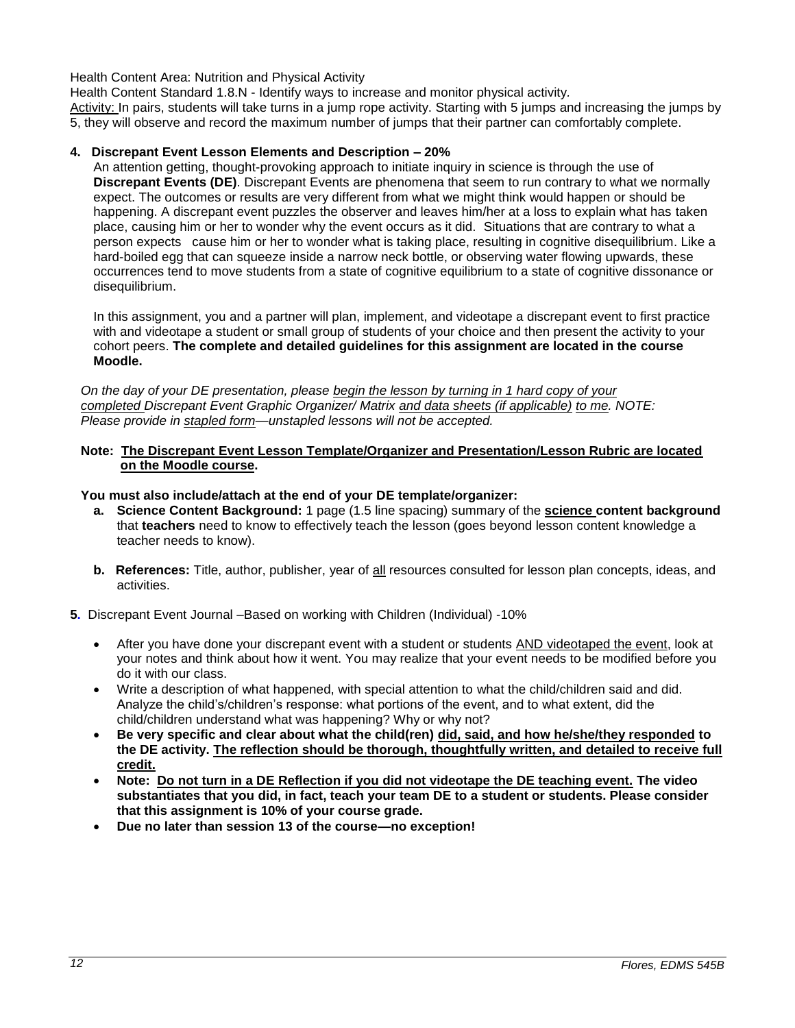Health Content Area: Nutrition and Physical Activity

Health Content Standard 1.8.N - Identify ways to increase and monitor physical activity.

Activity: In pairs, students will take turns in a jump rope activity. Starting with 5 jumps and increasing the jumps by 5, they will observe and record the maximum number of jumps that their partner can comfortably complete.

**4. Discrepant Event Lesson Elements and Description – 20%**

An attention getting, thought-provoking approach to initiate inquiry in science is through the use of **Discrepant Events (DE)**. Discrepant Events are phenomena that seem to run contrary to what we normally expect. The outcomes or results are very different from what we might think would happen or should be happening. A discrepant event puzzles the observer and leaves him/her at a loss to explain what has taken place, causing him or her to wonder why the event occurs as it did. Situations that are contrary to what a person expects cause him or her to wonder what is taking place, resulting in cognitive disequilibrium. Like a hard-boiled egg that can squeeze inside a narrow neck bottle, or observing water flowing upwards, these occurrences tend to move students from a state of cognitive equilibrium to a state of cognitive dissonance or disequilibrium.

In this assignment, you and a partner will plan, implement, and videotape a discrepant event to first practice with and videotape a student or small group of students of your choice and then present the activity to your cohort peers. **The complete and detailed guidelines for this assignment are located in the course Moodle.**

*On the day of your DE presentation, please begin the lesson by turning in 1 hard copy of your completed Discrepant Event Graphic Organizer/ Matrix and data sheets (if applicable) to me. NOTE: Please provide in stapled form—unstapled lessons will not be accepted.*

**Note: The Discrepant Event Lesson Template/Organizer and Presentation/Lesson Rubric are located on the Moodle course.**

**You must also include/attach at the end of your DE template/organizer:**

a. **Science Content Background:** 1 page (1.5 line spacing) summary of the **science content background** that **teachers** need to know to effectively teach the lesson (goes beyond lesson content knowledge a teacher needs to know).

b. **References:** Title, author, publisher, year of all resources consulted for lesson plan concepts, ideas, and activities.

**5.** Discrepant Event Journal –Based on working with Children (Individual) -10%

- After you have done your discrepant event with a student or students AND videotaped the event, look at your notes and think about how it went. You may realize that your event needs to be modified before you do it with our class.
- Write a description of what happened, with special attention to what the child/children said and did. Analyze the child's/children's response: what portions of the event, and to what extent, did the child/children understand what was happening? Why or why not?
- **Be very specific and clear about what the child(ren) did, said, and how he/she/they responded to the DE activity. The reflection should be thorough, thoughtfully written, and detailed to receive full credit.**
- **Note: Do not turn in a DE Reflection if you did not videotape the DE teaching event. The video substantiates that you did, in fact, teach your team DE to a student or students. Please consider that this assignment is 10% of your course grade.**
- **Due no later than session 13 of the course—no exception!**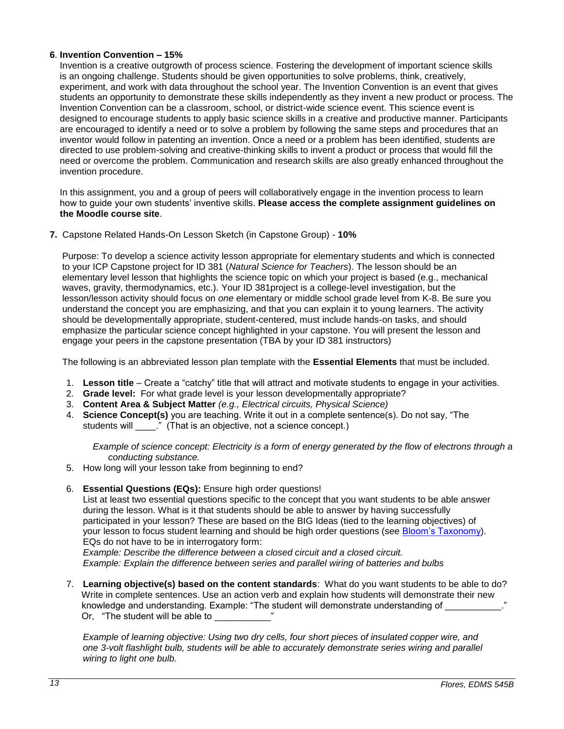**6**. **Invention Convention – 15%**

Invention is a creative outgrowth of process science. Fostering the development of important science skills is an ongoing challenge. Students should be given opportunities to solve problems, think, creatively, experiment, and work with data throughout the school year. The Invention Convention is an event that gives students an opportunity to demonstrate these skills independently as they invent a new product or process. The Invention Convention can be a classroom, school, or district-wide science event. This science event is designed to encourage students to apply basic science skills in a creative and productive manner. Participants are encouraged to identify a need or to solve a problem by following the same steps and procedures that an inventor would follow in patenting an invention. Once a need or a problem has been identified, students are directed to use problem-solving and creative-thinking skills to invent a product or process that would fill the need or overcome the problem. Communication and research skills are also greatly enhanced throughout the invention procedure.

In this assignment, you and a group of peers will collaboratively engage in the invention process to learn how to guide your own students' inventive skills. **Please access the complete assignment guidelines on the Moodle course site**.

**7.** Capstone Related Hands-On Lesson Sketch (in Capstone Group) - **10%**

Purpose: To develop a science activity lesson appropriate for elementary students and which is connected to your ICP Capstone project for ID 381 (*Natural Science for Teachers*). The lesson should be an elementary level lesson that highlights the science topic on which your project is based (e.g., mechanical waves, gravity, thermodynamics, etc.). Your ID 381project is a college-level investigation, but the lesson/lesson activity should focus on *one* elementary or middle school grade level from K-8. Be sure you understand the concept you are emphasizing, and that you can explain it to young learners. The activity should be developmentally appropriate, student-centered, must include hands-on tasks, and should emphasize the particular science concept highlighted in your capstone. You will present the lesson and engage your peers in the capstone presentation (TBA by your ID 381 instructors)

The following is an abbreviated lesson plan template with the **Essential Elements** that must be included.

1. **Lesson title** – Create a "catchy" title that will attract and motivate students to engage in your activities.
2. **Grade level:** For what grade level is your lesson developmentally appropriate?
3. **Content Area & Subject Matter** *(e.g., Electrical circuits, Physical Science)*
4. **Science Concept(s)** you are teaching. Write it out in a complete sentence(s). Do not say, "The students will ____." (That is an objective, not a science concept.)

   *Example of science concept: Electricity is a form of energy generated by the flow of electrons through a conducting substance.*

5. How long will your lesson take from beginning to end?
6. **Essential Questions (EQs):** Ensure high order questions!
   List at least two essential questions specific to the concept that you want students to be able answer during the lesson. What is it that students should be able to answer by having successfully participated in your lesson? These are based on the BIG Ideas (tied to the learning objectives) of your lesson to focus student learning and should be high order questions (see [Bloom's Taxonomy]). EQs do not have to be in interrogatory form:
   *Example: Describe the difference between a closed circuit and a closed circuit.*
   *Example: Explain the difference between series and parallel wiring of batteries and bulbs*

7. **Learning objective(s) based on the content standards**: What do you want students to be able to do? Write in complete sentences. Use an action verb and explain how students will demonstrate their new knowledge and understanding. Example: "The student will demonstrate understanding of ___________." Or, "The student will be able to ___________"

   *Example of learning objective: Using two dry cells, four short pieces of insulated copper wire, and one 3-volt flashlight bulb, students will be able to accurately demonstrate series wiring and parallel wiring to light one bulb.*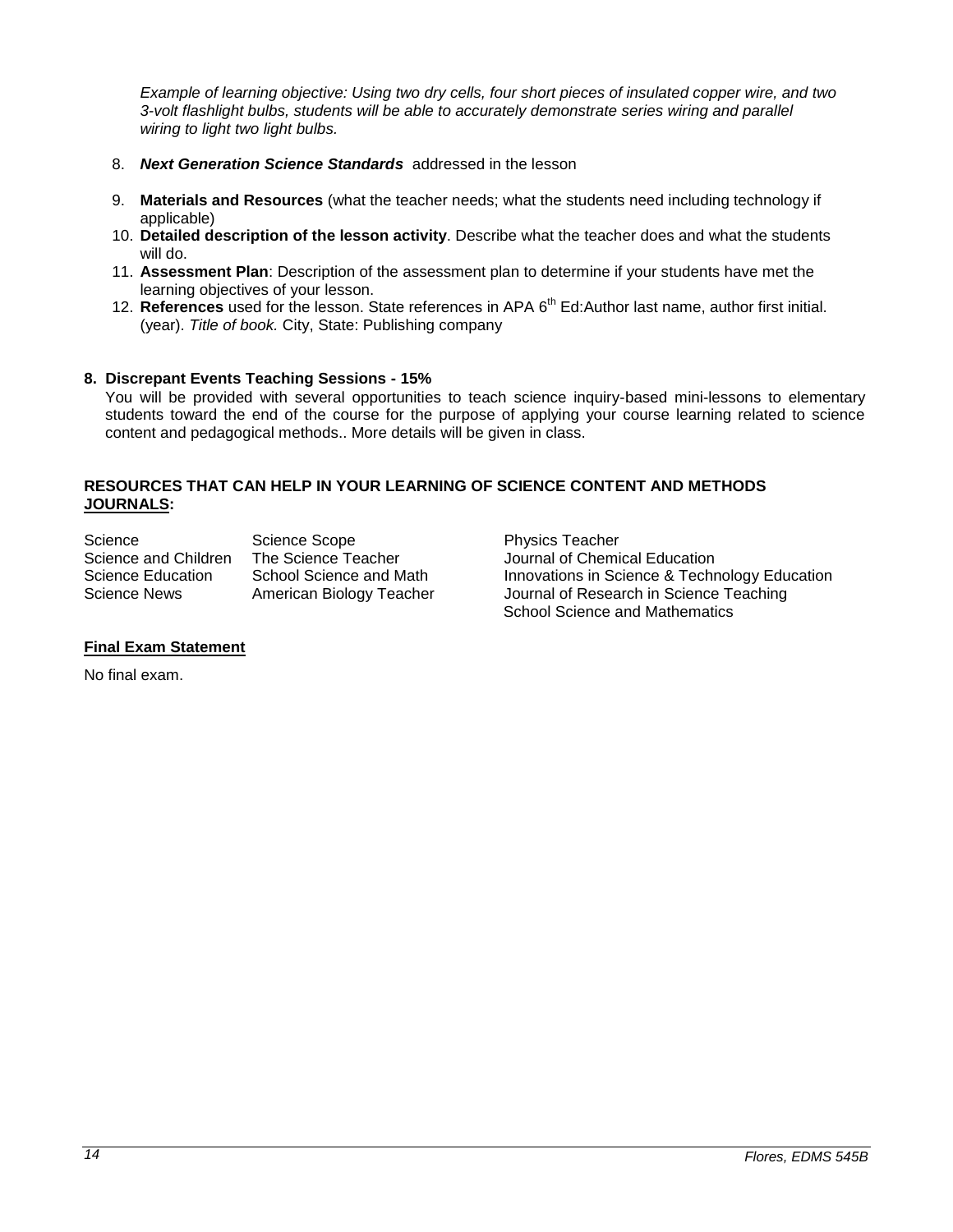*Example of learning objective: Using two dry cells, four short pieces of insulated copper wire, and two 3-volt flashlight bulbs, students will be able to accurately demonstrate series wiring and parallel wiring to light two light bulbs.*

8. ***Next Generation Science Standards*** addressed in the lesson
9. **Materials and Resources** (what the teacher needs; what the students need including technology if applicable)
10. **Detailed description of the lesson activity**. Describe what the teacher does and what the students will do.
11. **Assessment Plan**: Description of the assessment plan to determine if your students have met the learning objectives of your lesson.
12. **References** used for the lesson. State references in APA 6th Ed:Author last name, author first initial. (year). *Title of book.* City, State: Publishing company

**8. Discrepant Events Teaching Sessions - 15%**

You will be provided with several opportunities to teach science inquiry-based mini-lessons to elementary students toward the end of the course for the purpose of applying your course learning related to science content and pedagogical methods.. More details will be given in class.

**RESOURCES THAT CAN HELP IN YOUR LEARNING OF SCIENCE CONTENT AND METHODS <u>JOURNALS</u>:**

| | | |
|---|---|---|
| Science | Science Scope | Physics Teacher |
| Science and Children | The Science Teacher | Journal of Chemical Education |
| Science Education | School Science and Math | Innovations in Science & Technology Education |
| Science News | American Biology Teacher | Journal of Research in Science Teaching |
| | | School Science and Mathematics |

**<u>Final Exam Statement</u>**

No final exam.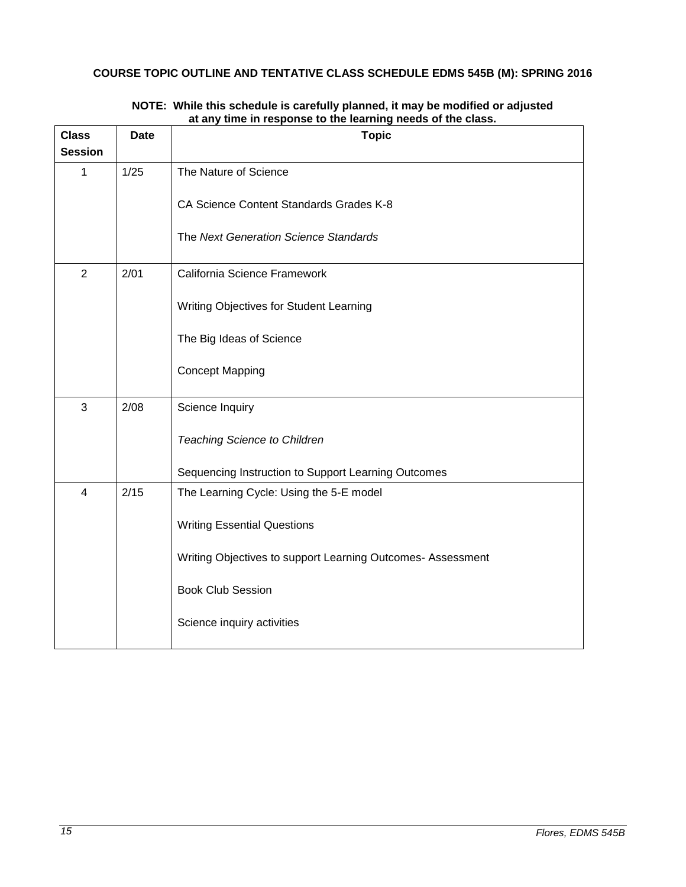**COURSE TOPIC OUTLINE AND TENTATIVE CLASS SCHEDULE EDMS 545B (M): SPRING 2016**

**NOTE: While this schedule is carefully planned, it may be modified or adjusted at any time in response to the learning needs of the class.**

| Class Session | Date | Topic |
|---|---|---|
| 1 | 1/25 | The Nature of Science<br><br>CA Science Content Standards Grades K-8<br><br>The *Next Generation Science Standards* |
| 2 | 2/01 | California Science Framework<br><br>Writing Objectives for Student Learning<br><br>The Big Ideas of Science<br><br>Concept Mapping |
| 3 | 2/08 | Science Inquiry<br><br>*Teaching Science to Children*<br><br>Sequencing Instruction to Support Learning Outcomes |
| 4 | 2/15 | The Learning Cycle: Using the 5-E model<br><br>Writing Essential Questions<br><br>Writing Objectives to support Learning Outcomes- Assessment<br><br>Book Club Session<br><br>Science inquiry activities |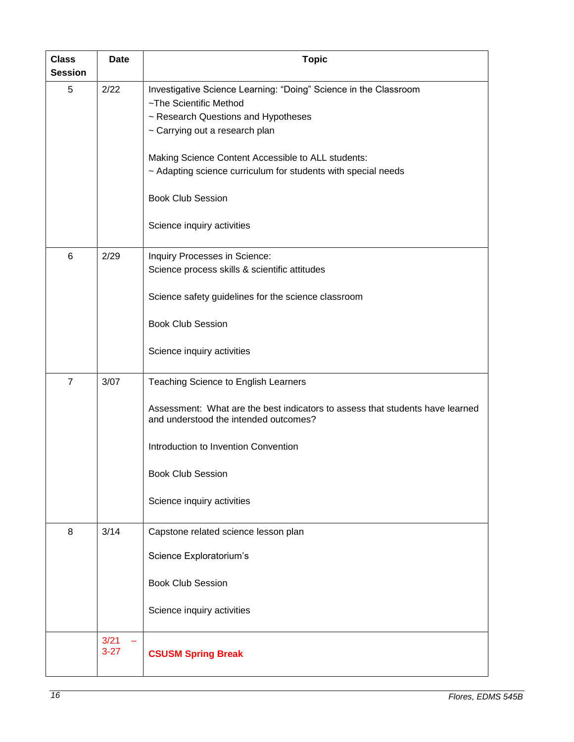| Class Session | Date | Topic |
|---|---|---|
| 5 | 2/22 | Investigative Science Learning: “Doing” Science in the Classroom<br>~The Scientific Method<br>~ Research Questions and Hypotheses<br>~ Carrying out a research plan<br><br>Making Science Content Accessible to ALL students:<br>~ Adapting science curriculum for students with special needs<br><br>Book Club Session<br><br>Science inquiry activities |
| 6 | 2/29 | Inquiry Processes in Science:<br>Science process skills & scientific attitudes<br><br>Science safety guidelines for the science classroom<br><br>Book Club Session<br><br>Science inquiry activities |
| 7 | 3/07 | Teaching Science to English Learners<br><br>Assessment: What are the best indicators to assess that students have learned and understood the intended outcomes?<br><br>Introduction to Invention Convention<br><br>Book Club Session<br><br>Science inquiry activities |
| 8 | 3/14 | Capstone related science lesson plan<br><br>Science Exploratorium’s<br><br>Book Club Session<br><br>Science inquiry activities |
| | 3/21 – 3-27 | **CSUSM Spring Break** |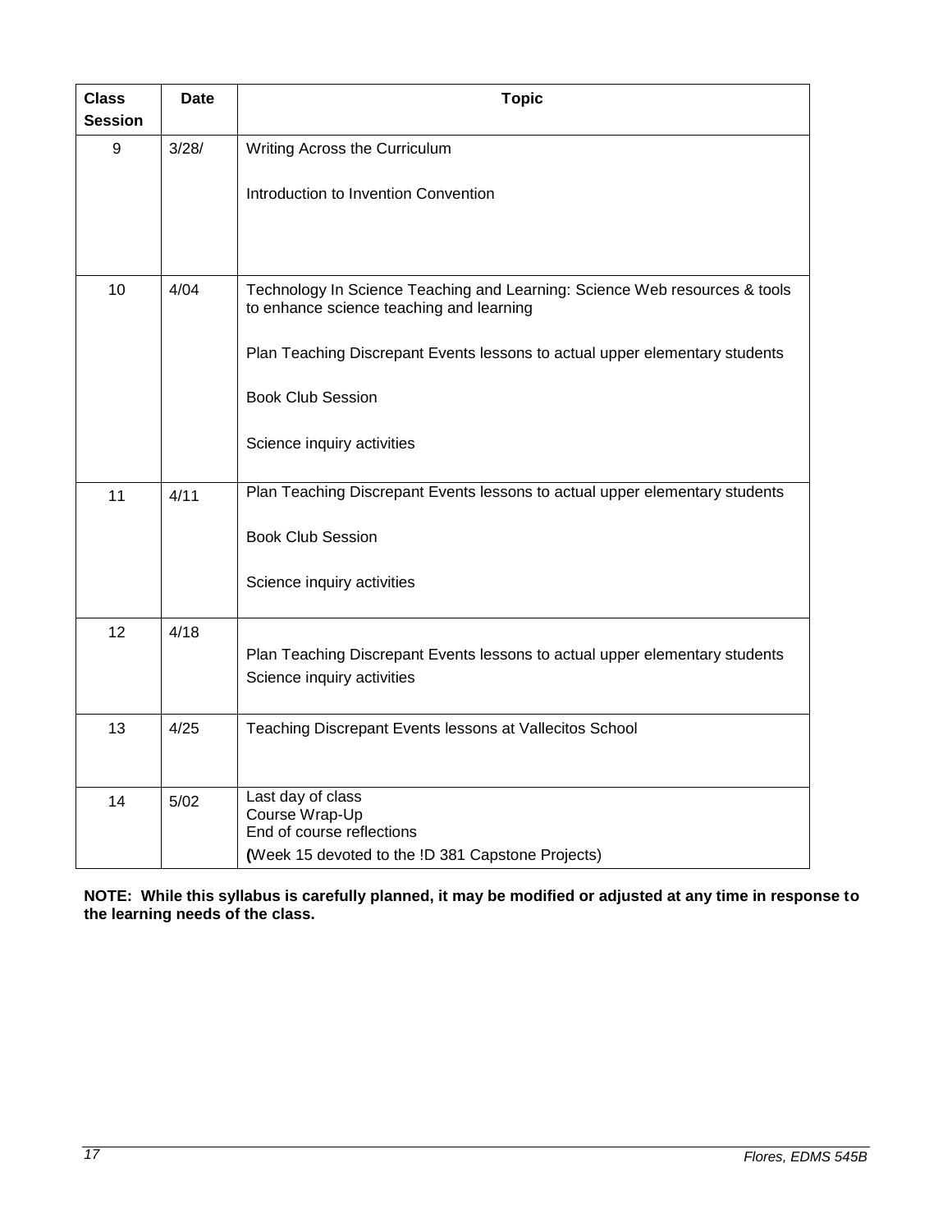| Class Session | Date | Topic |
|---|---|---|
| 9 | 3/28/ | Writing Across the Curriculum<br><br>Introduction to Invention Convention |
| 10 | 4/04 | Technology In Science Teaching and Learning: Science Web resources & tools to enhance science teaching and learning<br><br>Plan Teaching Discrepant Events lessons to actual upper elementary students<br><br>Book Club Session<br><br>Science inquiry activities |
| 11 | 4/11 | Plan Teaching Discrepant Events lessons to actual upper elementary students<br><br>Book Club Session<br><br>Science inquiry activities |
| 12 | 4/18 | Plan Teaching Discrepant Events lessons to actual upper elementary students<br>Science inquiry activities |
| 13 | 4/25 | Teaching Discrepant Events lessons at Vallecitos School |
| 14 | 5/02 | Last day of class<br>Course Wrap-Up<br>End of course reflections<br>(Week 15 devoted to the !D 381 Capstone Projects) |

**NOTE: While this syllabus is carefully planned, it may be modified or adjusted at any time in response to the learning needs of the class.**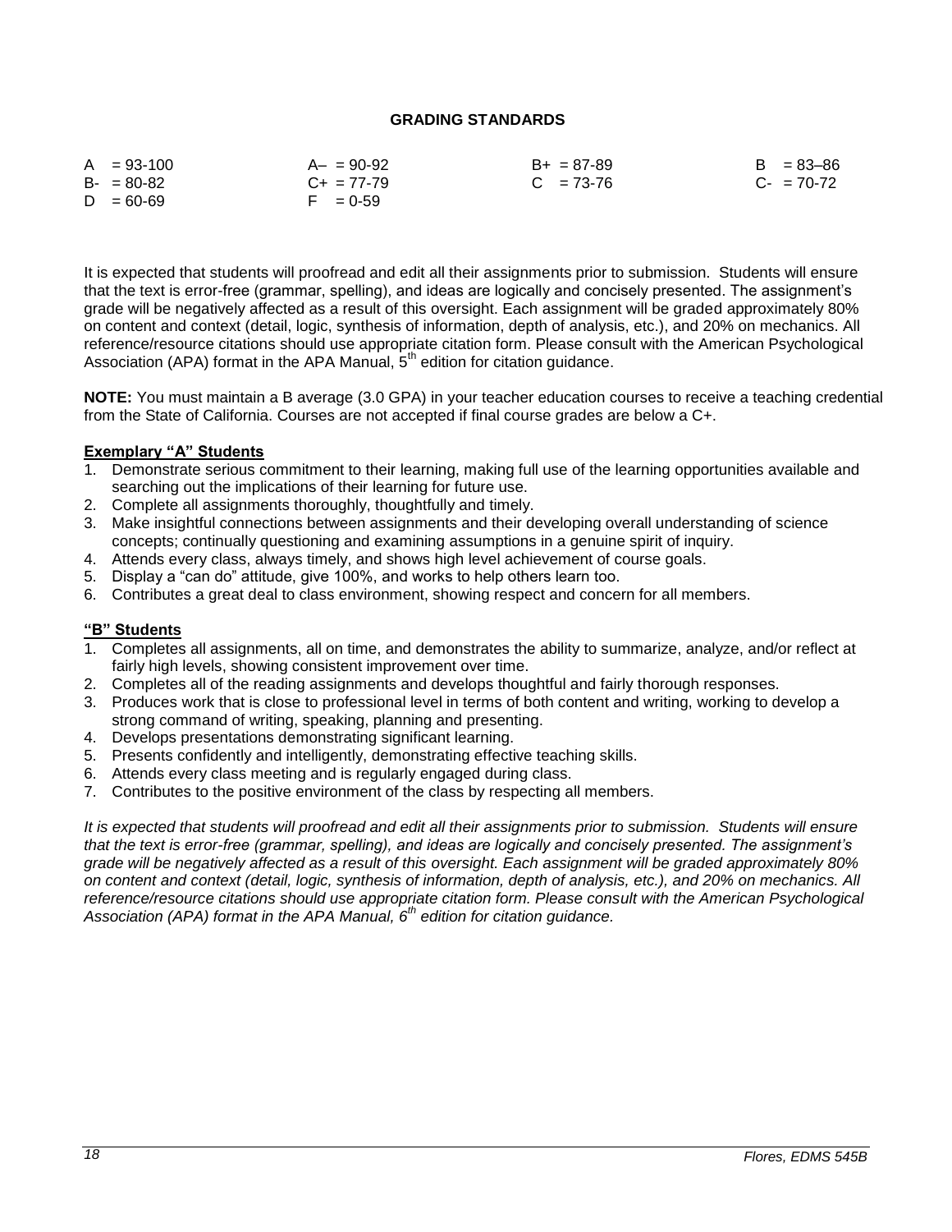## GRADING STANDARDS

| | | | |
|---|---|---|---|
| A = 93-100 | A– = 90-92 | B+ = 87-89 | B = 83–86 |
| B- = 80-82 | C+ = 77-79 | C = 73-76 | C- = 70-72 |
| D = 60-69 | F = 0-59 | | |

It is expected that students will proofread and edit all their assignments prior to submission. Students will ensure that the text is error-free (grammar, spelling), and ideas are logically and concisely presented. The assignment's grade will be negatively affected as a result of this oversight. Each assignment will be graded approximately 80% on content and context (detail, logic, synthesis of information, depth of analysis, etc.), and 20% on mechanics. All reference/resource citations should use appropriate citation form. Please consult with the American Psychological Association (APA) format in the APA Manual, 5th edition for citation guidance.

**NOTE:** You must maintain a B average (3.0 GPA) in your teacher education courses to receive a teaching credential from the State of California. Courses are not accepted if final course grades are below a C+.

**Exemplary "A" Students**

1. Demonstrate serious commitment to their learning, making full use of the learning opportunities available and searching out the implications of their learning for future use.
2. Complete all assignments thoroughly, thoughtfully and timely.
3. Make insightful connections between assignments and their developing overall understanding of science concepts; continually questioning and examining assumptions in a genuine spirit of inquiry.
4. Attends every class, always timely, and shows high level achievement of course goals.
5. Display a "can do" attitude, give 100%, and works to help others learn too.
6. Contributes a great deal to class environment, showing respect and concern for all members.

**"B" Students**

1. Completes all assignments, all on time, and demonstrates the ability to summarize, analyze, and/or reflect at fairly high levels, showing consistent improvement over time.
2. Completes all of the reading assignments and develops thoughtful and fairly thorough responses.
3. Produces work that is close to professional level in terms of both content and writing, working to develop a strong command of writing, speaking, planning and presenting.
4. Develops presentations demonstrating significant learning.
5. Presents confidently and intelligently, demonstrating effective teaching skills.
6. Attends every class meeting and is regularly engaged during class.
7. Contributes to the positive environment of the class by respecting all members.

*It is expected that students will proofread and edit all their assignments prior to submission. Students will ensure that the text is error-free (grammar, spelling), and ideas are logically and concisely presented. The assignment's grade will be negatively affected as a result of this oversight. Each assignment will be graded approximately 80% on content and context (detail, logic, synthesis of information, depth of analysis, etc.), and 20% on mechanics. All reference/resource citations should use appropriate citation form. Please consult with the American Psychological Association (APA) format in the APA Manual, 6th edition for citation guidance.*